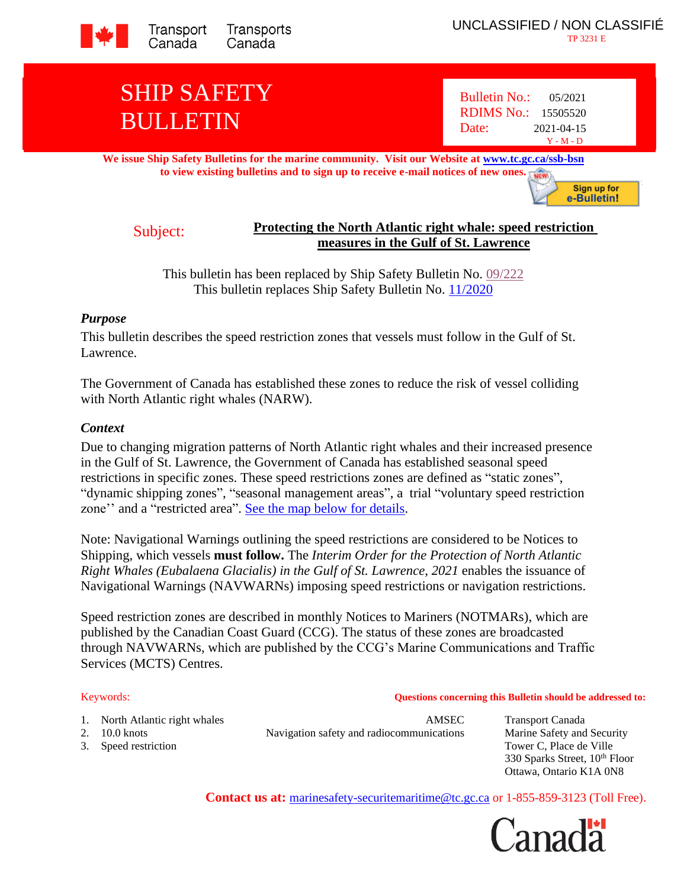Transport Canada Transports Canada

UNCLASSIFIED / NON CLASSIFIÉ
TP 3231 E

# SHIP SAFETY BULLETIN

Bulletin No.: 05/2021
RDIMS No.: 15505520
Date: 2021-04-15
Y - M - D

**We issue Ship Safety Bulletins for the marine community. Visit our Website at www.tc.gc.ca/ssb-bsn to view existing bulletins and to sign up to receive e-mail notices of new ones.**

Sign up for e-Bulletin!

Subject: **Protecting the North Atlantic right whale: speed restriction measures in the Gulf of St. Lawrence**

This bulletin has been replaced by Ship Safety Bulletin No. 09/222
This bulletin replaces Ship Safety Bulletin No. 11/2020

### *Purpose*

This bulletin describes the speed restriction zones that vessels must follow in the Gulf of St. Lawrence.

The Government of Canada has established these zones to reduce the risk of vessel colliding with North Atlantic right whales (NARW).

### *Context*

Due to changing migration patterns of North Atlantic right whales and their increased presence in the Gulf of St. Lawrence, the Government of Canada has established seasonal speed restrictions in specific zones. These speed restrictions zones are defined as “static zones”, “dynamic shipping zones”, “seasonal management areas”, a trial “voluntary speed restriction zone'' and a “restricted area”. See the map below for details.

Note: Navigational Warnings outlining the speed restrictions are considered to be Notices to Shipping, which vessels **must follow.** The *Interim Order for the Protection of North Atlantic Right Whales (Eubalaena Glacialis) in the Gulf of St. Lawrence, 2021* enables the issuance of Navigational Warnings (NAVWARNs) imposing speed restrictions or navigation restrictions.

Speed restriction zones are described in monthly Notices to Mariners (NOTMARs), which are published by the Canadian Coast Guard (CCG). The status of these zones are broadcasted through NAVWARNs, which are published by the CCG’s Marine Communications and Traffic Services (MCTS) Centres.

Keywords:

1. North Atlantic right whales
2. 10.0 knots
3. Speed restriction

**Questions concerning this Bulletin should be addressed to:**

AMSEC
Navigation safety and radiocommunications

Transport Canada
Marine Safety and Security
Tower C, Place de Ville
330 Sparks Street, 10th Floor
Ottawa, Ontario K1A 0N8

**Contact us at:** marinesafety-securitemaritime@tc.gc.ca or 1-855-859-3123 (Toll Free).

Canada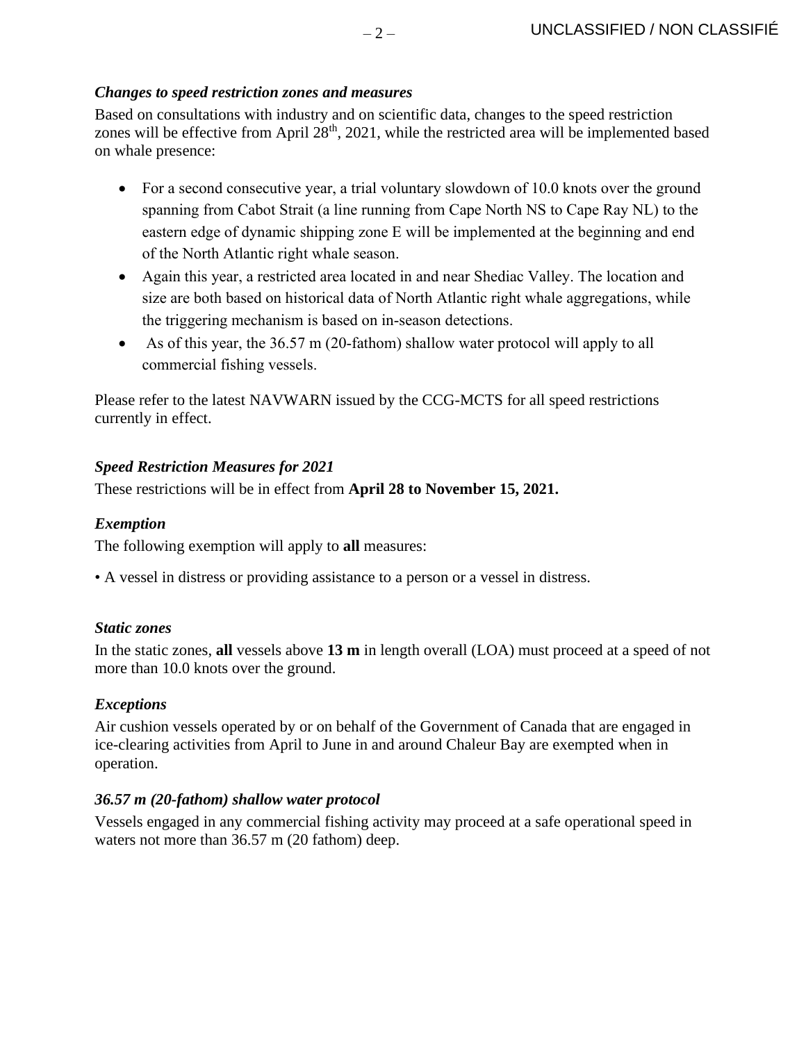### *Changes to speed restriction zones and measures*

Based on consultations with industry and on scientific data, changes to the speed restriction zones will be effective from April 28th, 2021, while the restricted area will be implemented based on whale presence:

- For a second consecutive year, a trial voluntary slowdown of 10.0 knots over the ground spanning from Cabot Strait (a line running from Cape North NS to Cape Ray NL) to the eastern edge of dynamic shipping zone E will be implemented at the beginning and end of the North Atlantic right whale season.
- Again this year, a restricted area located in and near Shediac Valley. The location and size are both based on historical data of North Atlantic right whale aggregations, while the triggering mechanism is based on in-season detections.
- As of this year, the 36.57 m (20-fathom) shallow water protocol will apply to all commercial fishing vessels.

Please refer to the latest NAVWARN issued by the CCG-MCTS for all speed restrictions currently in effect.

### *Speed Restriction Measures for 2021*

These restrictions will be in effect from **April 28 to November 15, 2021.**

### *Exemption*

The following exemption will apply to **all** measures:

• A vessel in distress or providing assistance to a person or a vessel in distress.

### *Static zones*

In the static zones, **all** vessels above **13 m** in length overall (LOA) must proceed at a speed of not more than 10.0 knots over the ground.

### *Exceptions*

Air cushion vessels operated by or on behalf of the Government of Canada that are engaged in ice-clearing activities from April to June in and around Chaleur Bay are exempted when in operation.

### *36.57 m (20-fathom) shallow water protocol*

Vessels engaged in any commercial fishing activity may proceed at a safe operational speed in waters not more than 36.57 m (20 fathom) deep.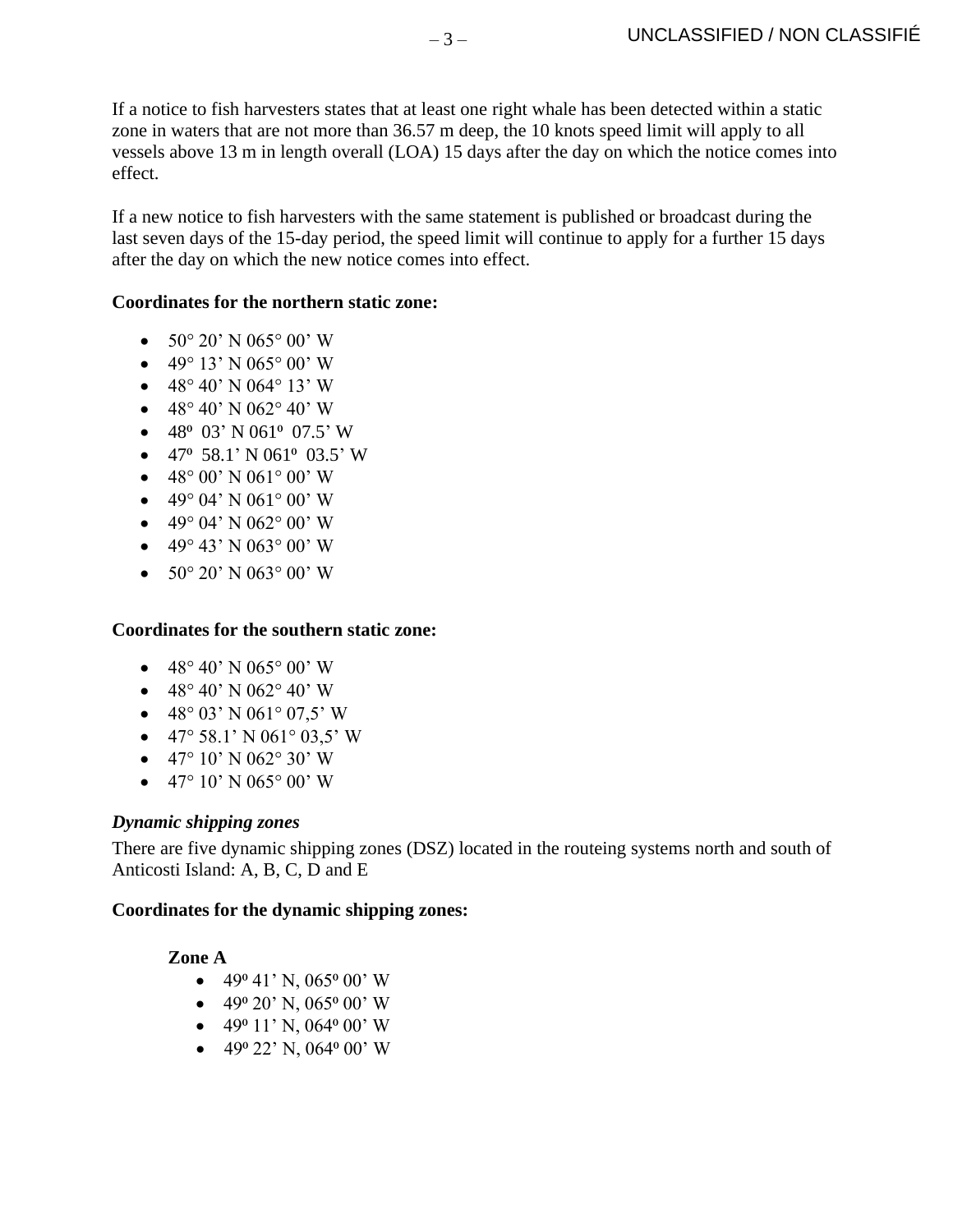If a notice to fish harvesters states that at least one right whale has been detected within a static zone in waters that are not more than 36.57 m deep, the 10 knots speed limit will apply to all vessels above 13 m in length overall (LOA) 15 days after the day on which the notice comes into effect.

If a new notice to fish harvesters with the same statement is published or broadcast during the last seven days of the 15-day period, the speed limit will continue to apply for a further 15 days after the day on which the new notice comes into effect.

**Coordinates for the northern static zone:**

- 50° 20’ N 065° 00’ W
- 49° 13’ N 065° 00’ W
- 48° 40’ N 064° 13’ W
- 48° 40’ N 062° 40’ W
- 48º 03’ N 061º 07.5’ W
- 47º 58.1’ N 061º 03.5’ W
- 48° 00’ N 061° 00’ W
- 49° 04’ N 061° 00’ W
- 49° 04’ N 062° 00’ W
- 49° 43’ N 063° 00’ W
- 50° 20’ N 063° 00’ W

**Coordinates for the southern static zone:**

- 48° 40’ N 065° 00’ W
- 48° 40’ N 062° 40’ W
- 48° 03’ N 061° 07,5’ W
- 47° 58.1’ N 061° 03,5’ W
- 47° 10’ N 062° 30’ W
- 47° 10’ N 065° 00’ W

***Dynamic shipping zones***

There are five dynamic shipping zones (DSZ) located in the routeing systems north and south of Anticosti Island: A, B, C, D and E

**Coordinates for the dynamic shipping zones:**

**Zone A**

- 49º 41’ N, 065º 00’ W
- 49º 20’ N, 065º 00’ W
- 49º 11’ N, 064º 00’ W
- 49º 22’ N, 064º 00’ W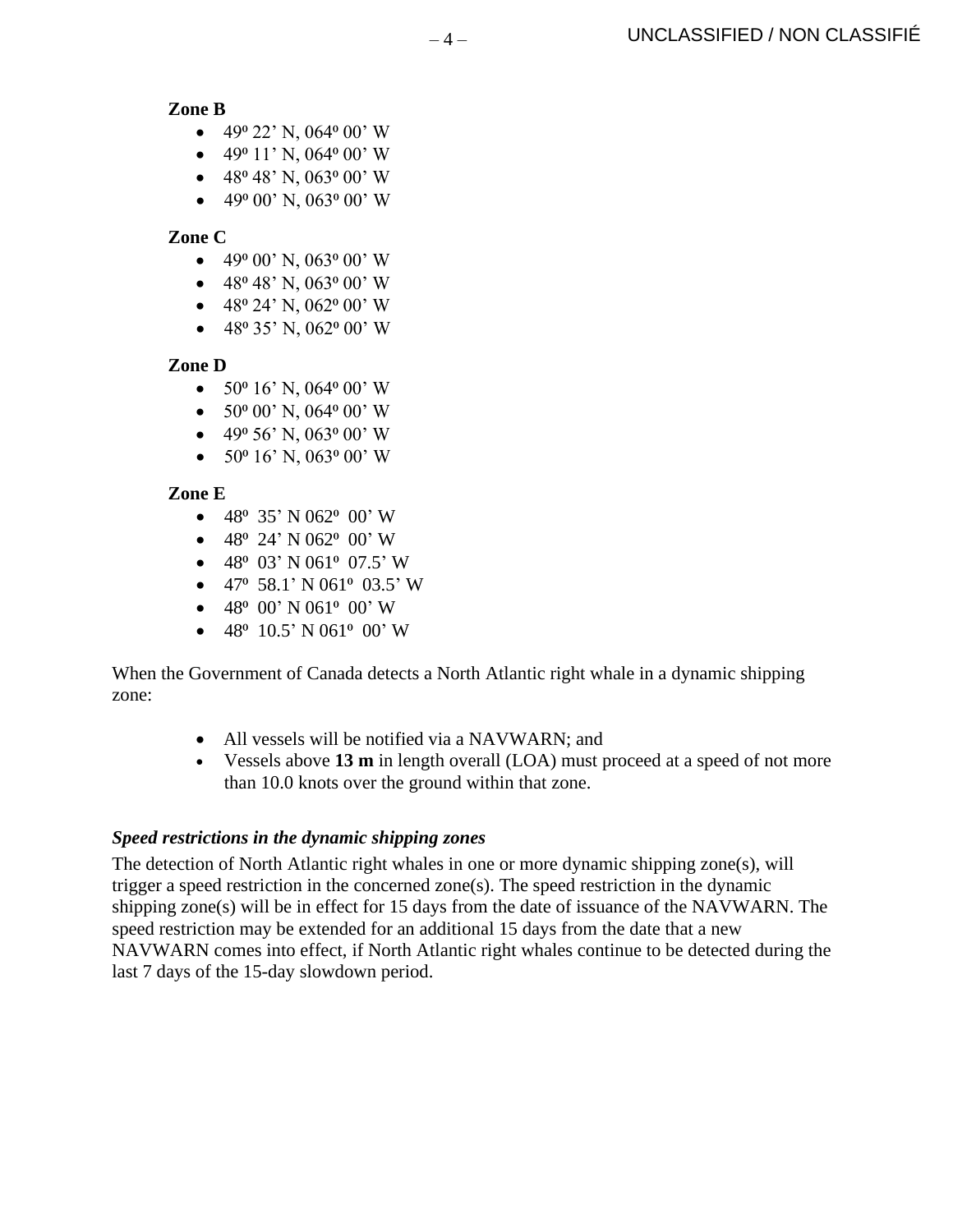**Zone B**

- 49º 22' N, 064º 00' W
- 49º 11' N, 064º 00' W
- 48º 48' N, 063º 00' W
- 49º 00' N, 063º 00' W

**Zone C**

- 49º 00' N, 063º 00' W
- 48º 48' N, 063º 00' W
- 48º 24' N, 062º 00' W
- 48º 35' N, 062º 00' W

**Zone D**

- 50º 16' N, 064º 00' W
- 50º 00' N, 064º 00' W
- 49º 56' N, 063º 00' W
- 50º 16' N, 063º 00' W

**Zone E**

- 48º 35' N 062º 00' W
- 48º 24' N 062º 00' W
- 48º 03' N 061º 07.5' W
- 47º 58.1' N 061º 03.5' W
- 48º 00' N 061º 00' W
- 48º 10.5' N 061º 00' W

When the Government of Canada detects a North Atlantic right whale in a dynamic shipping zone:

- All vessels will be notified via a NAVWARN; and
- Vessels above **13 m** in length overall (LOA) must proceed at a speed of not more than 10.0 knots over the ground within that zone.

***Speed restrictions in the dynamic shipping zones***

The detection of North Atlantic right whales in one or more dynamic shipping zone(s), will trigger a speed restriction in the concerned zone(s). The speed restriction in the dynamic shipping zone(s) will be in effect for 15 days from the date of issuance of the NAVWARN. The speed restriction may be extended for an additional 15 days from the date that a new NAVWARN comes into effect, if North Atlantic right whales continue to be detected during the last 7 days of the 15-day slowdown period.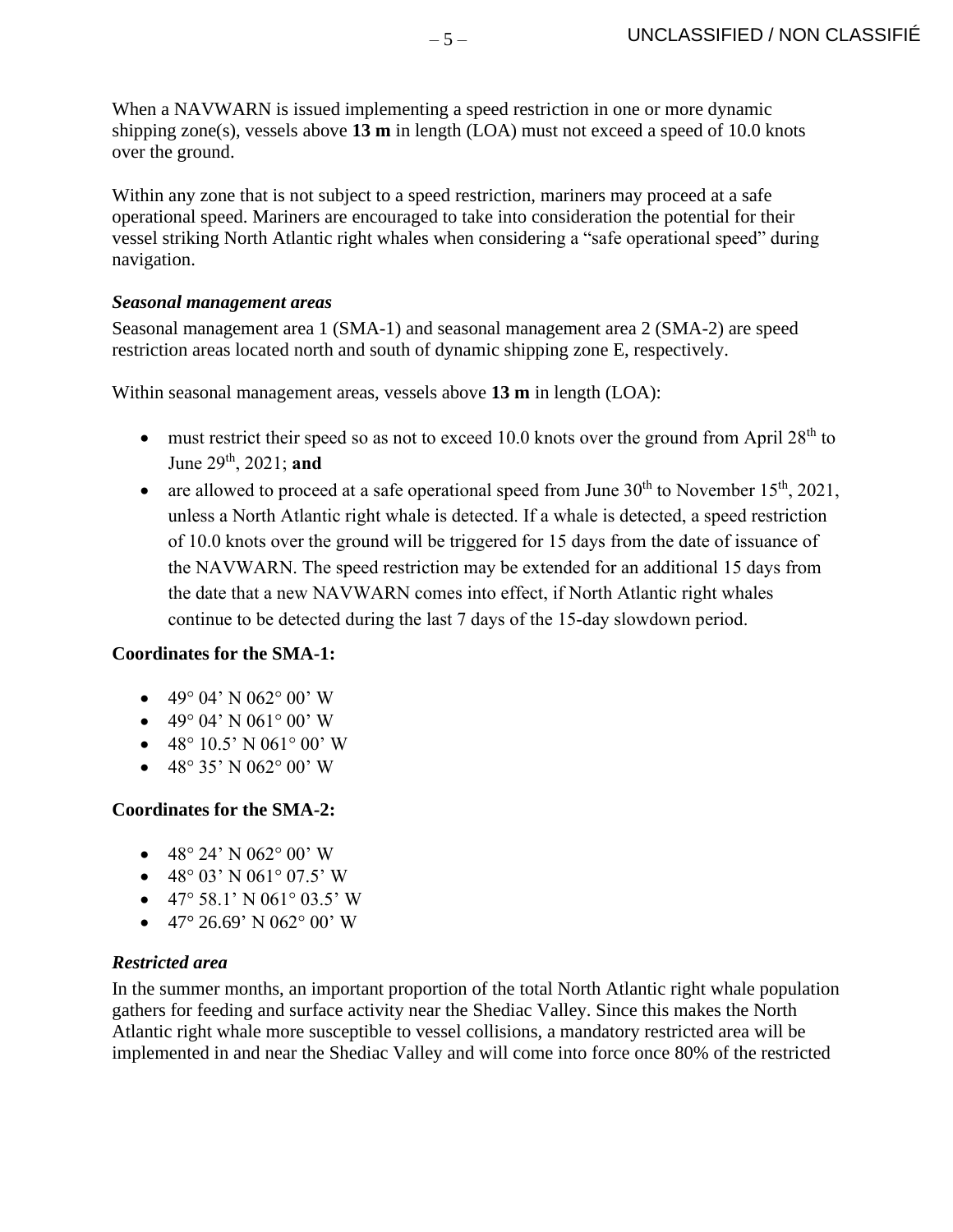When a NAVWARN is issued implementing a speed restriction in one or more dynamic shipping zone(s), vessels above **13 m** in length (LOA) must not exceed a speed of 10.0 knots over the ground.

Within any zone that is not subject to a speed restriction, mariners may proceed at a safe operational speed. Mariners are encouraged to take into consideration the potential for their vessel striking North Atlantic right whales when considering a "safe operational speed" during navigation.

***Seasonal management areas***

Seasonal management area 1 (SMA-1) and seasonal management area 2 (SMA-2) are speed restriction areas located north and south of dynamic shipping zone E, respectively.

Within seasonal management areas, vessels above **13 m** in length (LOA):

- must restrict their speed so as not to exceed 10.0 knots over the ground from April 28th to June 29th, 2021; **and**
- are allowed to proceed at a safe operational speed from June 30th to November 15th, 2021, unless a North Atlantic right whale is detected. If a whale is detected, a speed restriction of 10.0 knots over the ground will be triggered for 15 days from the date of issuance of the NAVWARN. The speed restriction may be extended for an additional 15 days from the date that a new NAVWARN comes into effect, if North Atlantic right whales continue to be detected during the last 7 days of the 15-day slowdown period.

**Coordinates for the SMA-1:**

- 49° 04' N 062° 00' W
- 49° 04' N 061° 00' W
- 48° 10.5' N 061° 00' W
- 48° 35' N 062° 00' W

**Coordinates for the SMA-2:**

- 48° 24' N 062° 00' W
- 48° 03' N 061° 07.5' W
- 47° 58.1' N 061° 03.5' W
- 47° 26.69' N 062° 00' W

***Restricted area***

In the summer months, an important proportion of the total North Atlantic right whale population gathers for feeding and surface activity near the Shediac Valley. Since this makes the North Atlantic right whale more susceptible to vessel collisions, a mandatory restricted area will be implemented in and near the Shediac Valley and will come into force once 80% of the restricted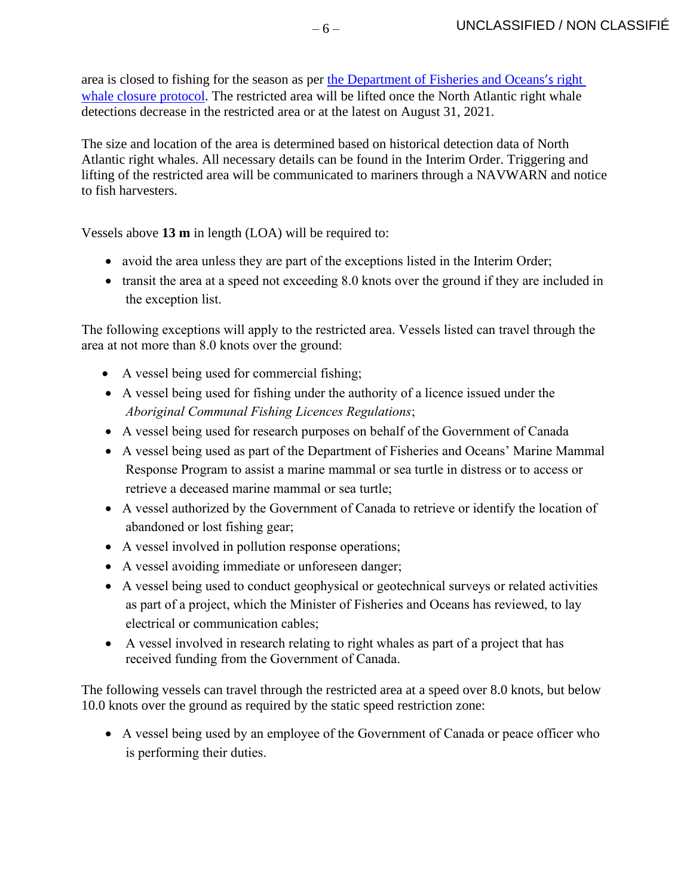area is closed to fishing for the season as per [the Department of Fisheries and Oceans's right whale closure protocol](). The restricted area will be lifted once the North Atlantic right whale detections decrease in the restricted area or at the latest on August 31, 2021.

The size and location of the area is determined based on historical detection data of North Atlantic right whales. All necessary details can be found in the Interim Order. Triggering and lifting of the restricted area will be communicated to mariners through a NAVWARN and notice to fish harvesters.

Vessels above **13 m** in length (LOA) will be required to:

- avoid the area unless they are part of the exceptions listed in the Interim Order;
- transit the area at a speed not exceeding 8.0 knots over the ground if they are included in the exception list.

The following exceptions will apply to the restricted area. Vessels listed can travel through the area at not more than 8.0 knots over the ground:

- A vessel being used for commercial fishing;
- A vessel being used for fishing under the authority of a licence issued under the *Aboriginal Communal Fishing Licences Regulations*;
- A vessel being used for research purposes on behalf of the Government of Canada
- A vessel being used as part of the Department of Fisheries and Oceans' Marine Mammal Response Program to assist a marine mammal or sea turtle in distress or to access or retrieve a deceased marine mammal or sea turtle;
- A vessel authorized by the Government of Canada to retrieve or identify the location of abandoned or lost fishing gear;
- A vessel involved in pollution response operations;
- A vessel avoiding immediate or unforeseen danger;
- A vessel being used to conduct geophysical or geotechnical surveys or related activities as part of a project, which the Minister of Fisheries and Oceans has reviewed, to lay electrical or communication cables;
- A vessel involved in research relating to right whales as part of a project that has received funding from the Government of Canada.

The following vessels can travel through the restricted area at a speed over 8.0 knots, but below 10.0 knots over the ground as required by the static speed restriction zone:

- A vessel being used by an employee of the Government of Canada or peace officer who is performing their duties.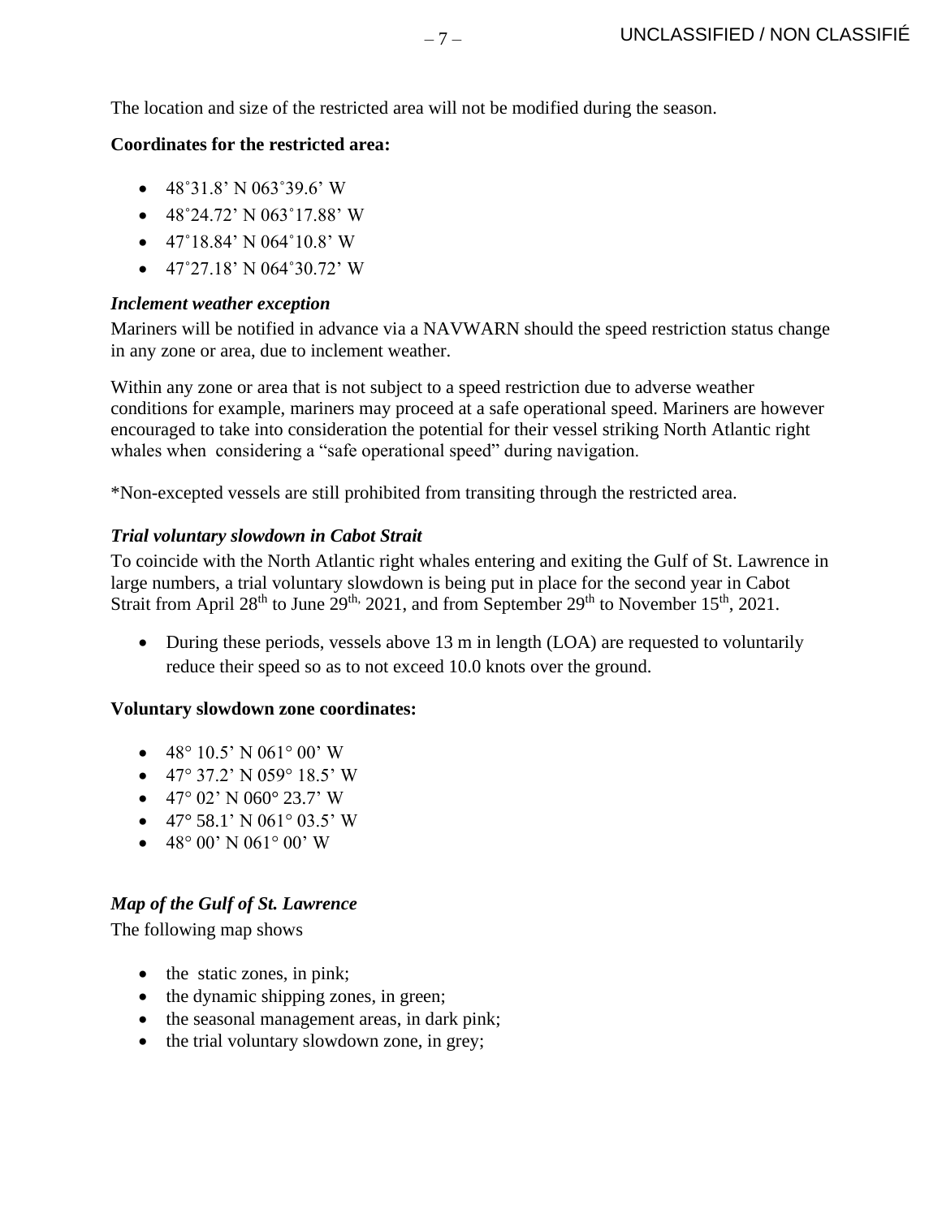The location and size of the restricted area will not be modified during the season.

**Coordinates for the restricted area:**

- 48˚31.8' N 063˚39.6' W
- 48˚24.72' N 063˚17.88' W
- 47˚18.84' N 064˚10.8' W
- 47˚27.18' N 064˚30.72' W

### *Inclement weather exception*

Mariners will be notified in advance via a NAVWARN should the speed restriction status change in any zone or area, due to inclement weather.

Within any zone or area that is not subject to a speed restriction due to adverse weather conditions for example, mariners may proceed at a safe operational speed. Mariners are however encouraged to take into consideration the potential for their vessel striking North Atlantic right whales when considering a "safe operational speed" during navigation.

*Non-excepted vessels are still prohibited from transiting through the restricted area.

### *Trial voluntary slowdown in Cabot Strait*

To coincide with the North Atlantic right whales entering and exiting the Gulf of St. Lawrence in large numbers, a trial voluntary slowdown is being put in place for the second year in Cabot Strait from April 28th to June 29th, 2021, and from September 29th to November 15th, 2021.

- During these periods, vessels above 13 m in length (LOA) are requested to voluntarily reduce their speed so as to not exceed 10.0 knots over the ground.

**Voluntary slowdown zone coordinates:**

- 48° 10.5' N 061° 00' W
- 47° 37.2' N 059° 18.5' W
- 47° 02' N 060° 23.7' W
- 47° 58.1' N 061° 03.5' W
- 48° 00' N 061° 00' W

### *Map of the Gulf of St. Lawrence*

The following map shows

- the static zones, in pink;
- the dynamic shipping zones, in green;
- the seasonal management areas, in dark pink;
- the trial voluntary slowdown zone, in grey;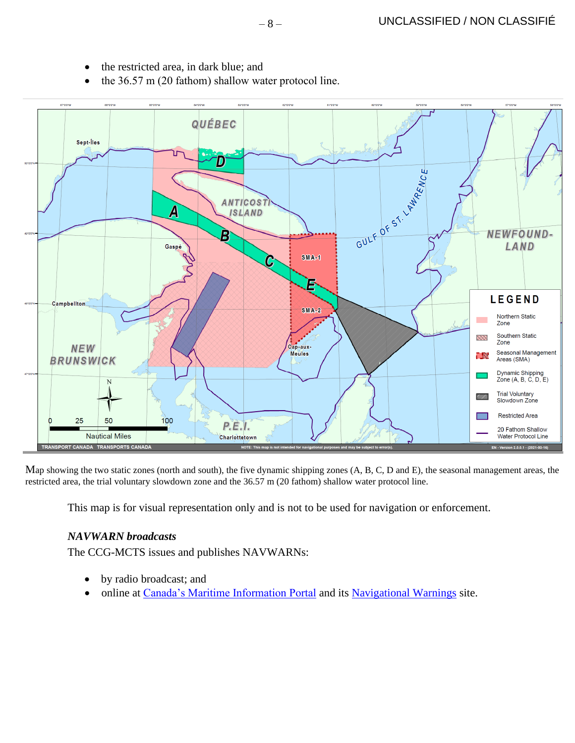- the restricted area, in dark blue; and
- the 36.57 m (20 fathom) shallow water protocol line.

Map showing the two static zones (north and south), the five dynamic shipping zones (A, B, C, D and E), the seasonal management areas, the restricted area, the trial voluntary slowdown zone and the 36.57 m (20 fathom) shallow water protocol line.

This map is for visual representation only and is not to be used for navigation or enforcement.

### *NAVWARN broadcasts*

The CCG-MCTS issues and publishes NAVWARNs:

- by radio broadcast; and
- online at Canada's Maritime Information Portal and its Navigational Warnings site.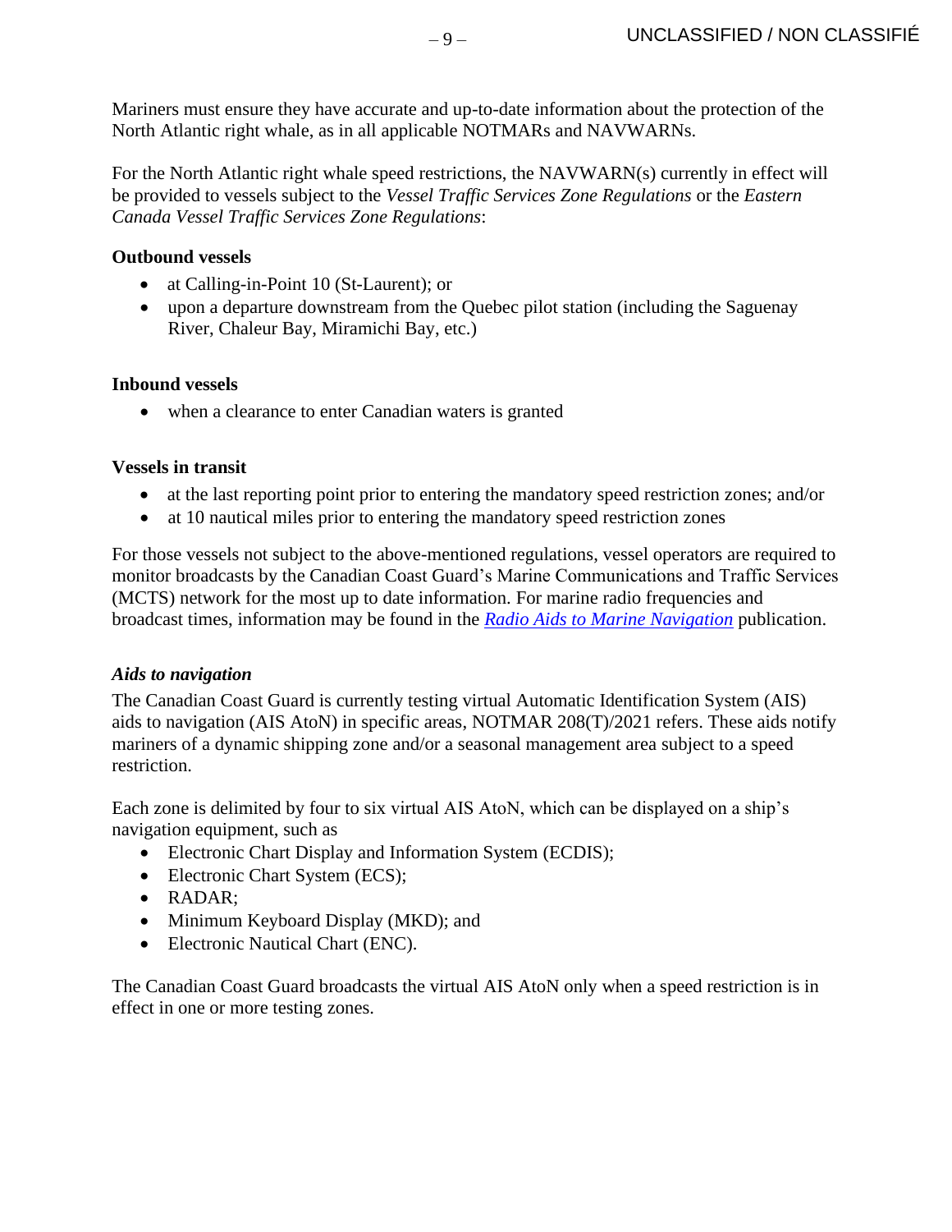Mariners must ensure they have accurate and up-to-date information about the protection of the North Atlantic right whale, as in all applicable NOTMARs and NAVWARNs.

For the North Atlantic right whale speed restrictions, the NAVWARN(s) currently in effect will be provided to vessels subject to the *Vessel Traffic Services Zone Regulations* or the *Eastern Canada Vessel Traffic Services Zone Regulations*:

**Outbound vessels**

- at Calling-in-Point 10 (St-Laurent); or
- upon a departure downstream from the Quebec pilot station (including the Saguenay River, Chaleur Bay, Miramichi Bay, etc.)

**Inbound vessels**

- when a clearance to enter Canadian waters is granted

**Vessels in transit**

- at the last reporting point prior to entering the mandatory speed restriction zones; and/or
- at 10 nautical miles prior to entering the mandatory speed restriction zones

For those vessels not subject to the above-mentioned regulations, vessel operators are required to monitor broadcasts by the Canadian Coast Guard's Marine Communications and Traffic Services (MCTS) network for the most up to date information. For marine radio frequencies and broadcast times, information may be found in the ***Radio Aids to Marine Navigation*** publication.

***Aids to navigation***

The Canadian Coast Guard is currently testing virtual Automatic Identification System (AIS) aids to navigation (AIS AtoN) in specific areas, NOTMAR 208(T)/2021 refers. These aids notify mariners of a dynamic shipping zone and/or a seasonal management area subject to a speed restriction.

Each zone is delimited by four to six virtual AIS AtoN, which can be displayed on a ship's navigation equipment, such as

- Electronic Chart Display and Information System (ECDIS);
- Electronic Chart System (ECS);
- RADAR;
- Minimum Keyboard Display (MKD); and
- Electronic Nautical Chart (ENC).

The Canadian Coast Guard broadcasts the virtual AIS AtoN only when a speed restriction is in effect in one or more testing zones.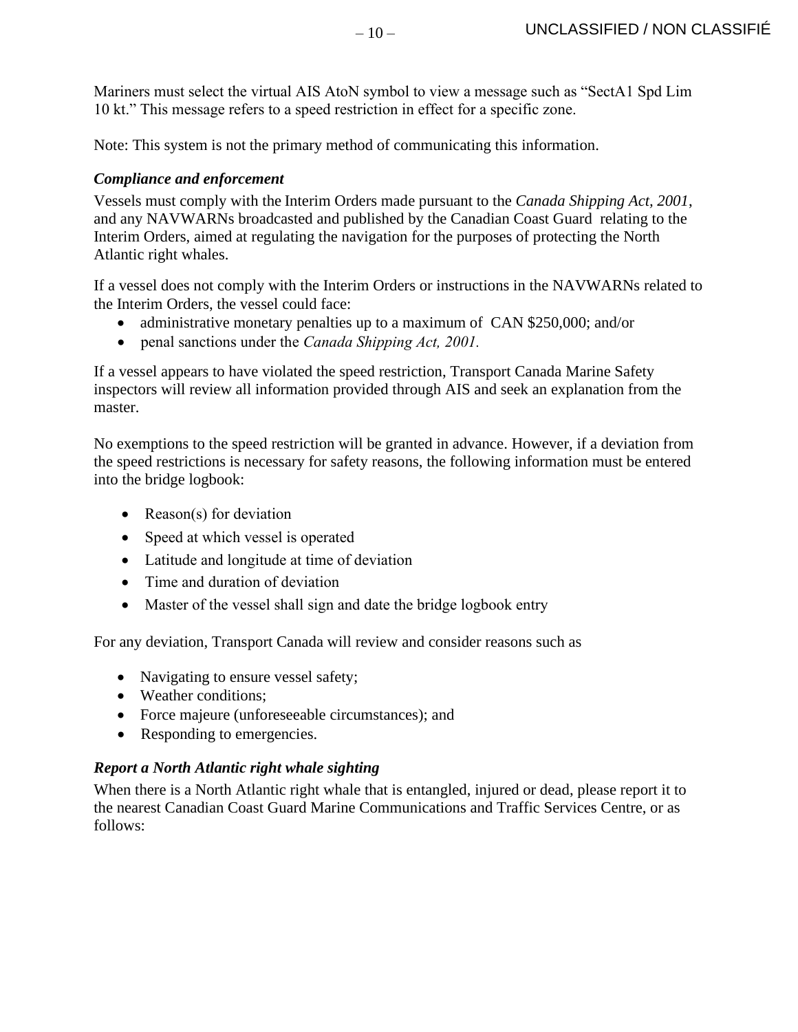Mariners must select the virtual AIS AtoN symbol to view a message such as "SectA1 Spd Lim 10 kt." This message refers to a speed restriction in effect for a specific zone.

Note: This system is not the primary method of communicating this information.

### *Compliance and enforcement*

Vessels must comply with the Interim Orders made pursuant to the *Canada Shipping Act, 2001*, and any NAVWARNs broadcasted and published by the Canadian Coast Guard relating to the Interim Orders, aimed at regulating the navigation for the purposes of protecting the North Atlantic right whales.

If a vessel does not comply with the Interim Orders or instructions in the NAVWARNs related to the Interim Orders, the vessel could face:

- administrative monetary penalties up to a maximum of CAN $250,000; and/or
- penal sanctions under the *Canada Shipping Act, 2001.*

If a vessel appears to have violated the speed restriction, Transport Canada Marine Safety inspectors will review all information provided through AIS and seek an explanation from the master.

No exemptions to the speed restriction will be granted in advance. However, if a deviation from the speed restrictions is necessary for safety reasons, the following information must be entered into the bridge logbook:

- Reason(s) for deviation
- Speed at which vessel is operated
- Latitude and longitude at time of deviation
- Time and duration of deviation
- Master of the vessel shall sign and date the bridge logbook entry

For any deviation, Transport Canada will review and consider reasons such as

- Navigating to ensure vessel safety;
- Weather conditions;
- Force majeure (unforeseeable circumstances); and
- Responding to emergencies.

### *Report a North Atlantic right whale sighting*

When there is a North Atlantic right whale that is entangled, injured or dead, please report it to the nearest Canadian Coast Guard Marine Communications and Traffic Services Centre, or as follows: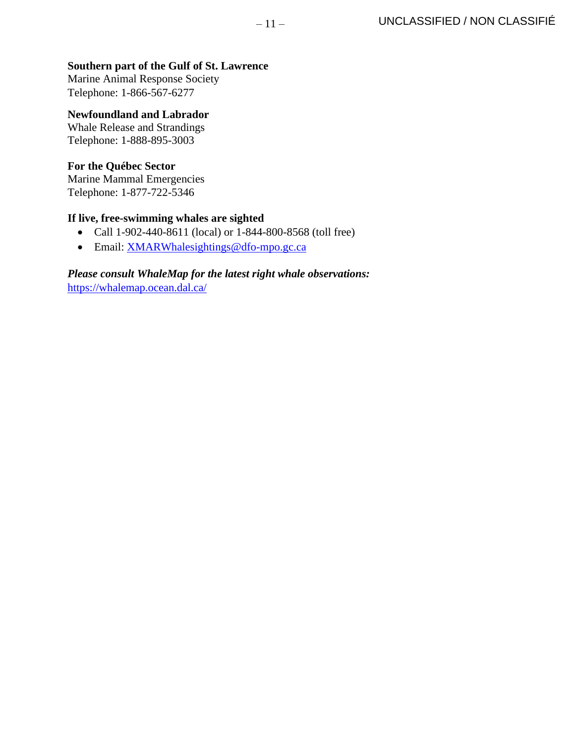**Southern part of the Gulf of St. Lawrence**
Marine Animal Response Society
Telephone: 1-866-567-6277

**Newfoundland and Labrador**
Whale Release and Strandings
Telephone: 1-888-895-3003

**For the Québec Sector**
Marine Mammal Emergencies
Telephone: 1-877-722-5346

**If live, free-swimming whales are sighted**

- Call 1-902-440-8611 (local) or 1-844-800-8568 (toll free)
- Email: XMARWhalesightings@dfo-mpo.gc.ca

***Please consult WhaleMap for the latest right whale observations:***
https://whalemap.ocean.dal.ca/